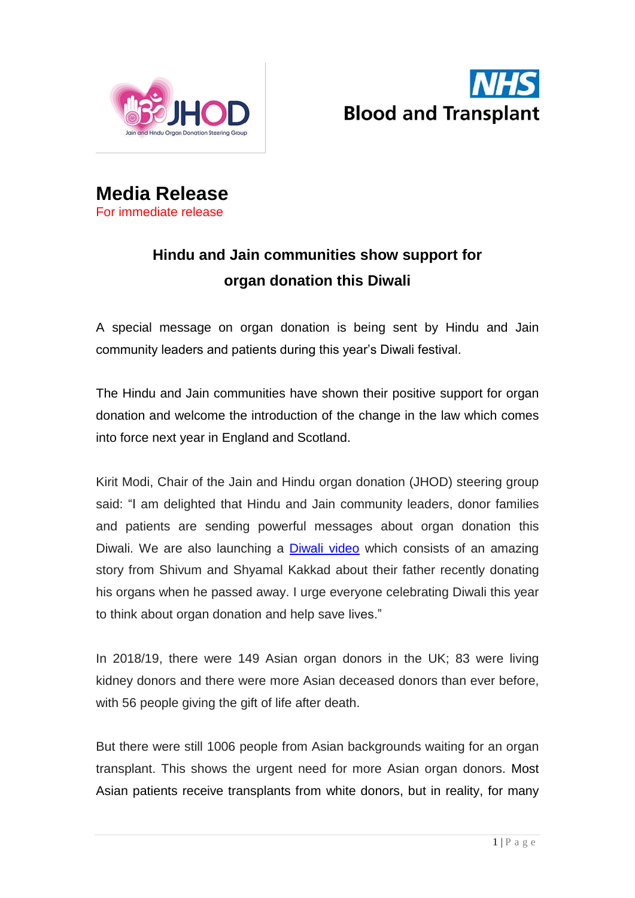# Media Release

For immediate release

## Hindu and Jain communities show support for organ donation this Diwali

A special message on organ donation is being sent by Hindu and Jain community leaders and patients during this year's Diwali festival.

The Hindu and Jain communities have shown their positive support for organ donation and welcome the introduction of the change in the law which comes into force next year in England and Scotland.

Kirit Modi, Chair of the Jain and Hindu organ donation (JHOD) steering group said: "I am delighted that Hindu and Jain community leaders, donor families and patients are sending powerful messages about organ donation this Diwali. We are also launching a Diwali video which consists of an amazing story from Shivum and Shyamal Kakkad about their father recently donating his organs when he passed away. I urge everyone celebrating Diwali this year to think about organ donation and help save lives."

In 2018/19, there were 149 Asian organ donors in the UK; 83 were living kidney donors and there were more Asian deceased donors than ever before, with 56 people giving the gift of life after death.

But there were still 1006 people from Asian backgrounds waiting for an organ transplant. This shows the urgent need for more Asian organ donors. Most Asian patients receive transplants from white donors, but in reality, for many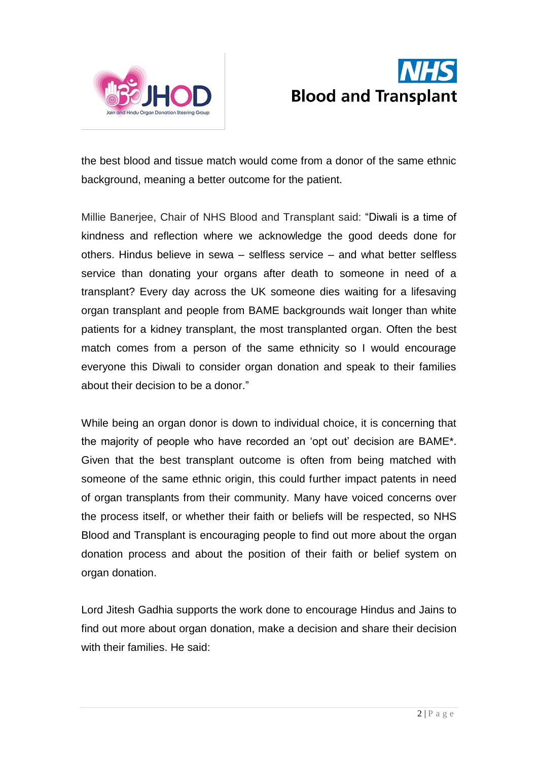the best blood and tissue match would come from a donor of the same ethnic background, meaning a better outcome for the patient.

Millie Banerjee, Chair of NHS Blood and Transplant said: "Diwali is a time of kindness and reflection where we acknowledge the good deeds done for others. Hindus believe in sewa – selfless service – and what better selfless service than donating your organs after death to someone in need of a transplant? Every day across the UK someone dies waiting for a lifesaving organ transplant and people from BAME backgrounds wait longer than white patients for a kidney transplant, the most transplanted organ. Often the best match comes from a person of the same ethnicity so I would encourage everyone this Diwali to consider organ donation and speak to their families about their decision to be a donor."

While being an organ donor is down to individual choice, it is concerning that the majority of people who have recorded an 'opt out' decision are BAME*. Given that the best transplant outcome is often from being matched with someone of the same ethnic origin, this could further impact patents in need of organ transplants from their community. Many have voiced concerns over the process itself, or whether their faith or beliefs will be respected, so NHS Blood and Transplant is encouraging people to find out more about the organ donation process and about the position of their faith or belief system on organ donation.

Lord Jitesh Gadhia supports the work done to encourage Hindus and Jains to find out more about organ donation, make a decision and share their decision with their families. He said: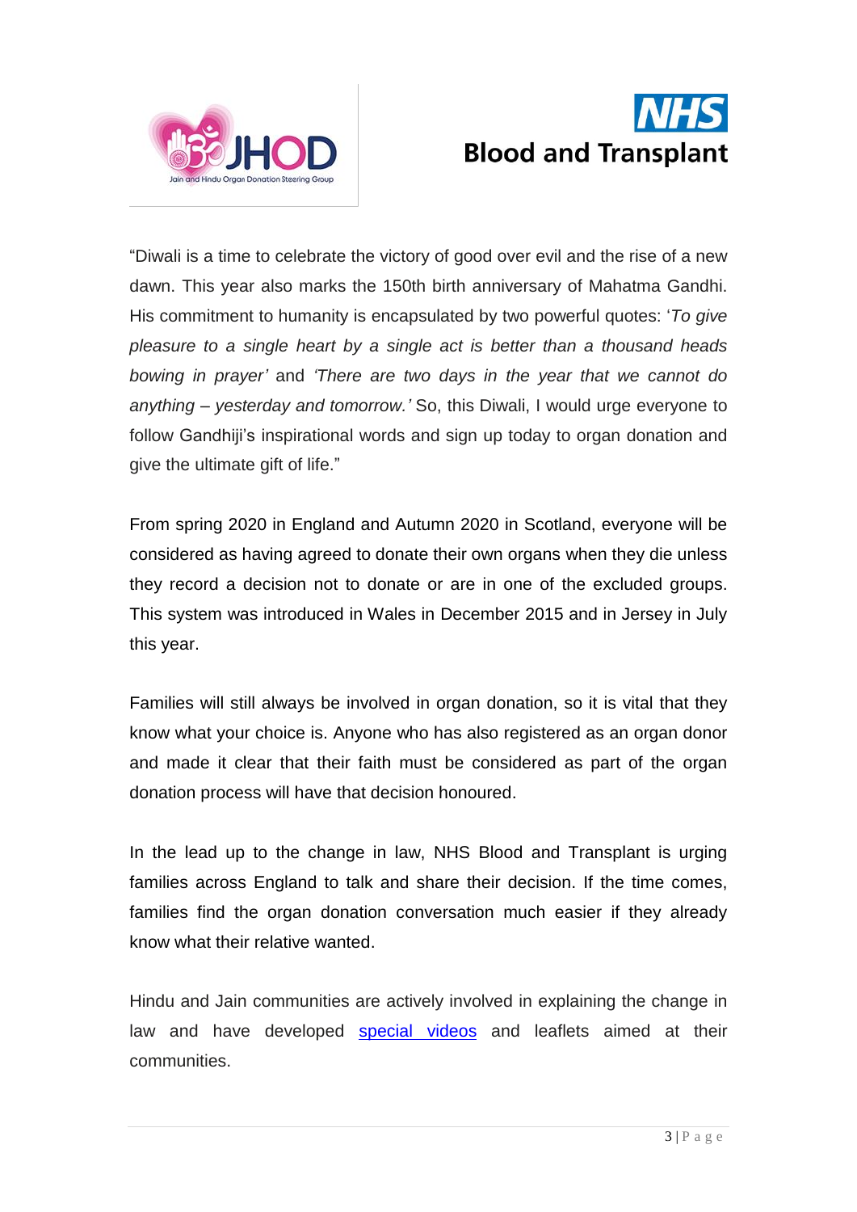"Diwali is a time to celebrate the victory of good over evil and the rise of a new dawn. This year also marks the 150th birth anniversary of Mahatma Gandhi. His commitment to humanity is encapsulated by two powerful quotes: '*To give pleasure to a single heart by a single act is better than a thousand heads bowing in prayer'* and *'There are two days in the year that we cannot do anything – yesterday and tomorrow.'* So, this Diwali, I would urge everyone to follow Gandhiji's inspirational words and sign up today to organ donation and give the ultimate gift of life."

From spring 2020 in England and Autumn 2020 in Scotland, everyone will be considered as having agreed to donate their own organs when they die unless they record a decision not to donate or are in one of the excluded groups. This system was introduced in Wales in December 2015 and in Jersey in July this year.

Families will still always be involved in organ donation, so it is vital that they know what your choice is. Anyone who has also registered as an organ donor and made it clear that their faith must be considered as part of the organ donation process will have that decision honoured.

In the lead up to the change in law, NHS Blood and Transplant is urging families across England to talk and share their decision. If the time comes, families find the organ donation conversation much easier if they already know what their relative wanted.

Hindu and Jain communities are actively involved in explaining the change in law and have developed special videos and leaflets aimed at their communities.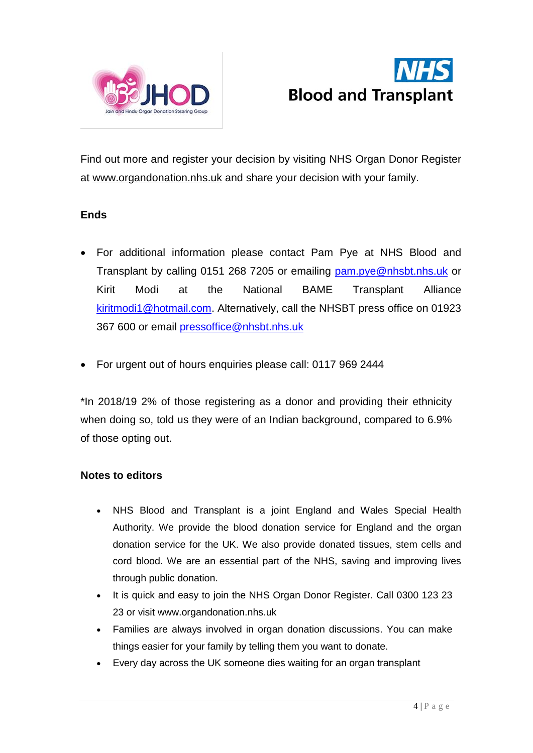Find out more and register your decision by visiting NHS Organ Donor Register at www.organdonation.nhs.uk and share your decision with your family.

**Ends**

- For additional information please contact Pam Pye at NHS Blood and Transplant by calling 0151 268 7205 or emailing pam.pye@nhsbt.nhs.uk or Kirit Modi at the National BAME Transplant Alliance kiritmodi1@hotmail.com. Alternatively, call the NHSBT press office on 01923 367 600 or email pressoffice@nhsbt.nhs.uk

- For urgent out of hours enquiries please call: 0117 969 2444

*In 2018/19 2% of those registering as a donor and providing their ethnicity when doing so, told us they were of an Indian background, compared to 6.9% of those opting out.

**Notes to editors**

- NHS Blood and Transplant is a joint England and Wales Special Health Authority. We provide the blood donation service for England and the organ donation service for the UK. We also provide donated tissues, stem cells and cord blood. We are an essential part of the NHS, saving and improving lives through public donation.
- It is quick and easy to join the NHS Organ Donor Register. Call 0300 123 23 23 or visit www.organdonation.nhs.uk
- Families are always involved in organ donation discussions. You can make things easier for your family by telling them you want to donate.
- Every day across the UK someone dies waiting for an organ transplant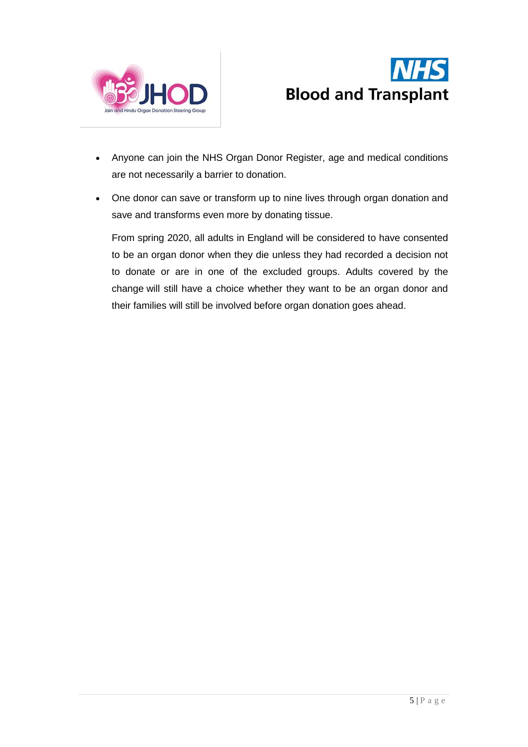- Anyone can join the NHS Organ Donor Register, age and medical conditions are not necessarily a barrier to donation.
- One donor can save or transform up to nine lives through organ donation and save and transforms even more by donating tissue.

  From spring 2020, all adults in England will be considered to have consented to be an organ donor when they die unless they had recorded a decision not to donate or are in one of the excluded groups. Adults covered by the change will still have a choice whether they want to be an organ donor and their families will still be involved before organ donation goes ahead.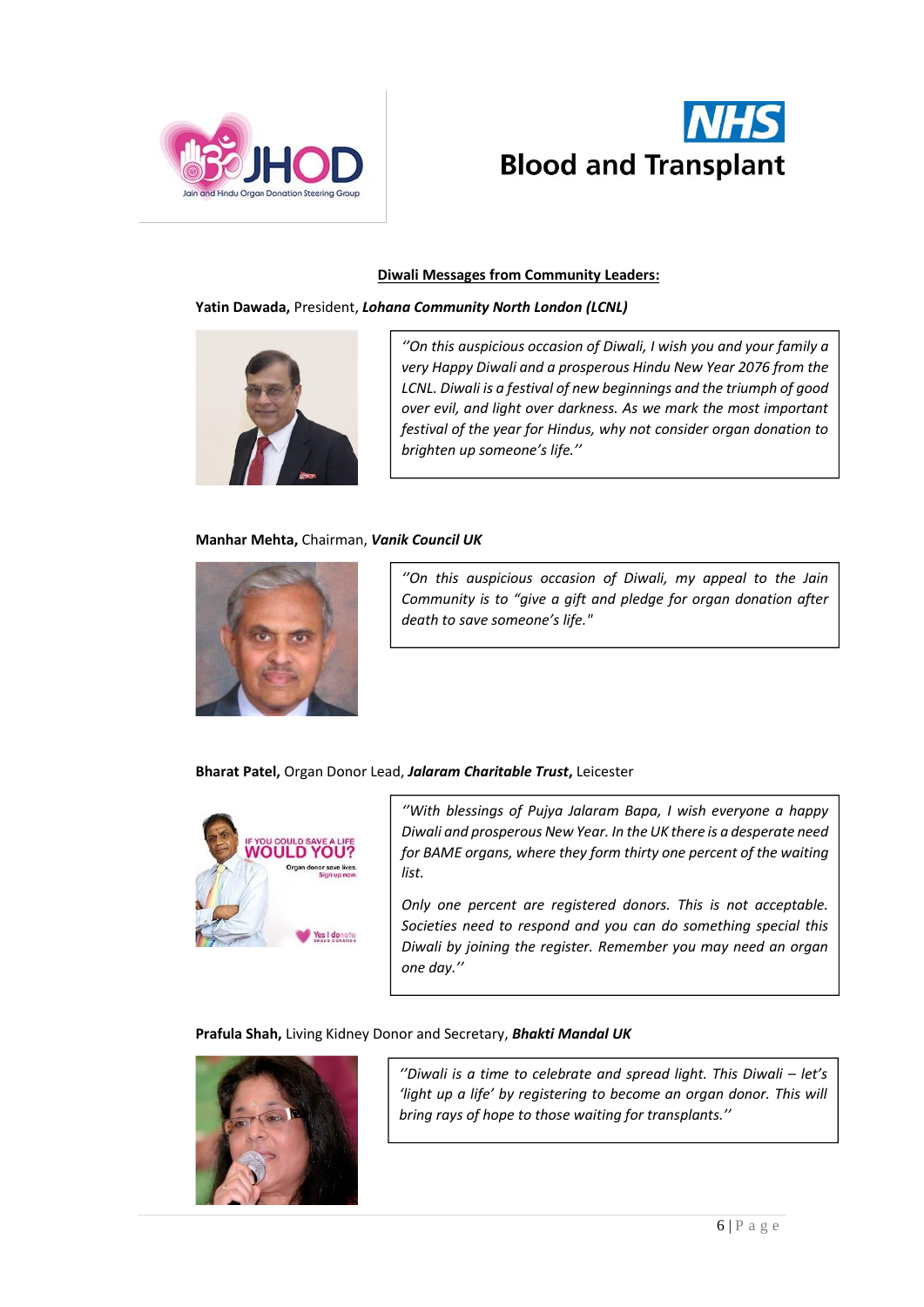## Diwali Messages from Community Leaders:

**Yatin Dawada,** President, ***Lohana Community North London (LCNL)***

> *''On this auspicious occasion of Diwali, I wish you and your family a very Happy Diwali and a prosperous Hindu New Year 2076 from the LCNL. Diwali is a festival of new beginnings and the triumph of good over evil, and light over darkness. As we mark the most important festival of the year for Hindus, why not consider organ donation to brighten up someone's life.''*

**Manhar Mehta,** Chairman, ***Vanik Council UK***

> *''On this auspicious occasion of Diwali, my appeal to the Jain Community is to "give a gift and pledge for organ donation after death to save someone's life."*

**Bharat Patel,** Organ Donor Lead, ***Jalaram Charitable Trust***, Leicester

> *''With blessings of Pujya Jalaram Bapa, I wish everyone a happy Diwali and prosperous New Year. In the UK there is a desperate need for BAME organs, where they form thirty one percent of the waiting list.*
>
> *Only one percent are registered donors. This is not acceptable. Societies need to respond and you can do something special this Diwali by joining the register. Remember you may need an organ one day.''*

**Prafula Shah,** Living Kidney Donor and Secretary, ***Bhakti Mandal UK***

> *''Diwali is a time to celebrate and spread light. This Diwali – let's 'light up a life' by registering to become an organ donor. This will bring rays of hope to those waiting for transplants.''*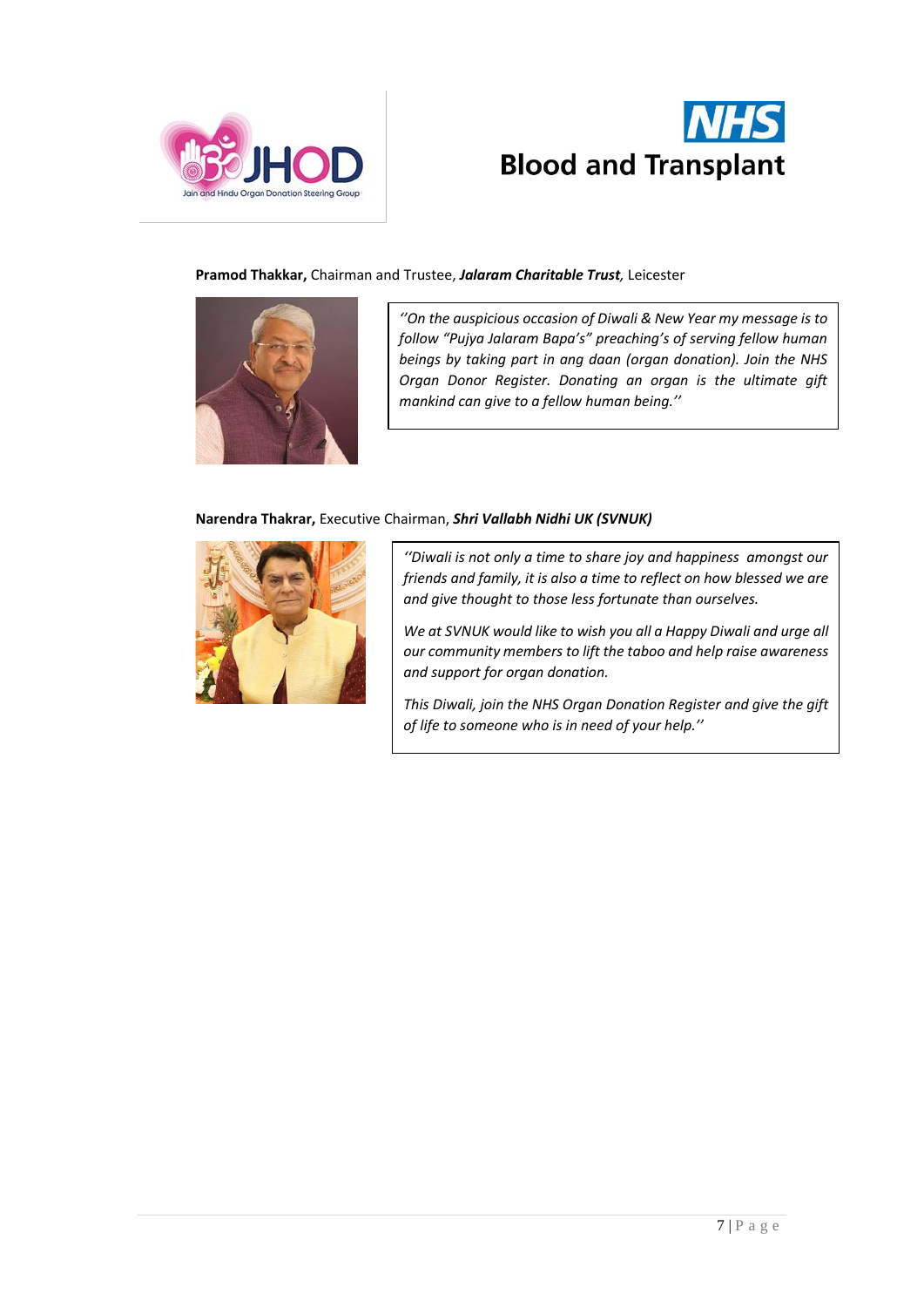**Pramod Thakkar,** Chairman and Trustee, ***Jalaram Charitable Trust,*** Leicester

*''On the auspicious occasion of Diwali & New Year my message is to follow "Pujya Jalaram Bapa's" preaching's of serving fellow human beings by taking part in ang daan (organ donation). Join the NHS Organ Donor Register. Donating an organ is the ultimate gift mankind can give to a fellow human being.''*

**Narendra Thakrar,** Executive Chairman, ***Shri Vallabh Nidhi UK (SVNUK)***

*''Diwali is not only a time to share joy and happiness amongst our friends and family, it is also a time to reflect on how blessed we are and give thought to those less fortunate than ourselves.*

*We at SVNUK would like to wish you all a Happy Diwali and urge all our community members to lift the taboo and help raise awareness and support for organ donation.*

*This Diwali, join the NHS Organ Donation Register and give the gift of life to someone who is in need of your help.''*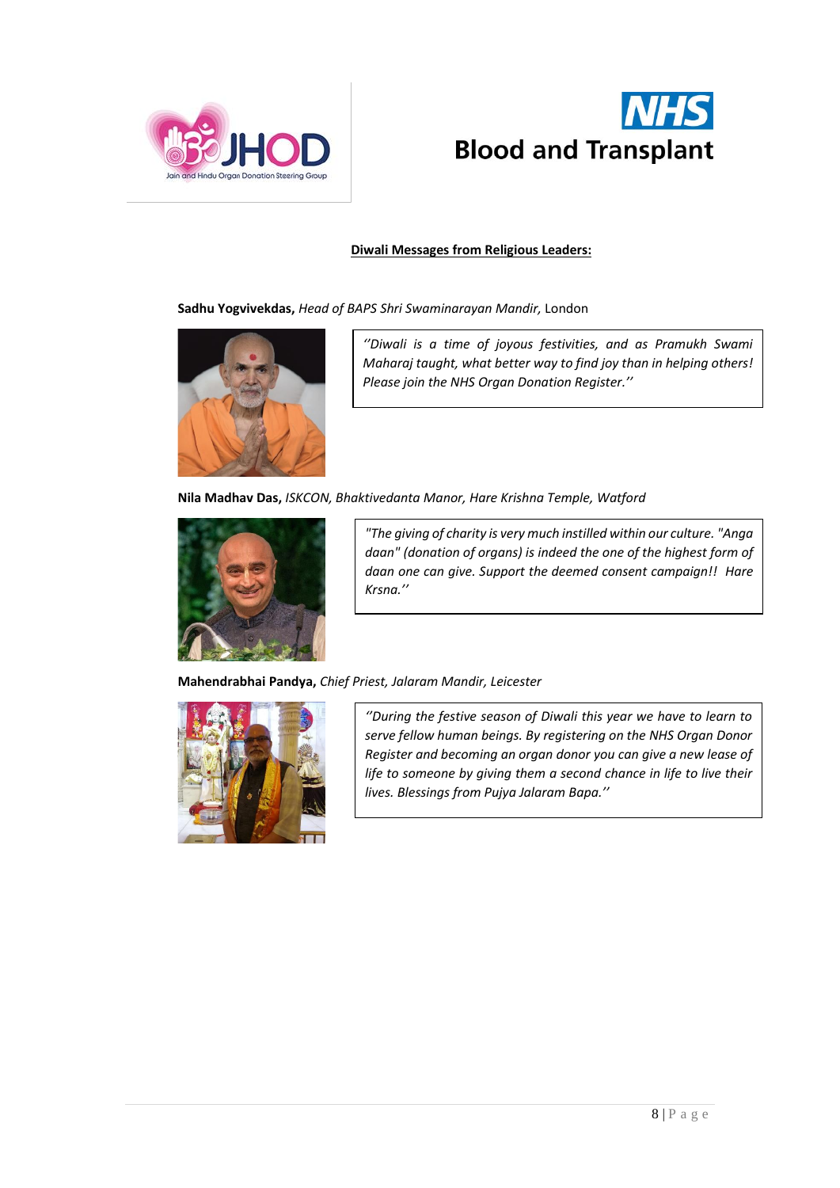**Diwali Messages from Religious Leaders:**

**Sadhu Yogvivekdas,** *Head of BAPS Shri Swaminarayan Mandir,* London

> *''Diwali is a time of joyous festivities, and as Pramukh Swami Maharaj taught, what better way to find joy than in helping others! Please join the NHS Organ Donation Register.''*

**Nila Madhav Das,** *ISKCON, Bhaktivedanta Manor, Hare Krishna Temple, Watford*

> *"The giving of charity is very much instilled within our culture. "Anga daan" (donation of organs) is indeed the one of the highest form of daan one can give. Support the deemed consent campaign!! Hare Krsna.''*

**Mahendrabhai Pandya,** *Chief Priest, Jalaram Mandir, Leicester*

> *''During the festive season of Diwali this year we have to learn to serve fellow human beings. By registering on the NHS Organ Donor Register and becoming an organ donor you can give a new lease of life to someone by giving them a second chance in life to live their lives. Blessings from Pujya Jalaram Bapa.''*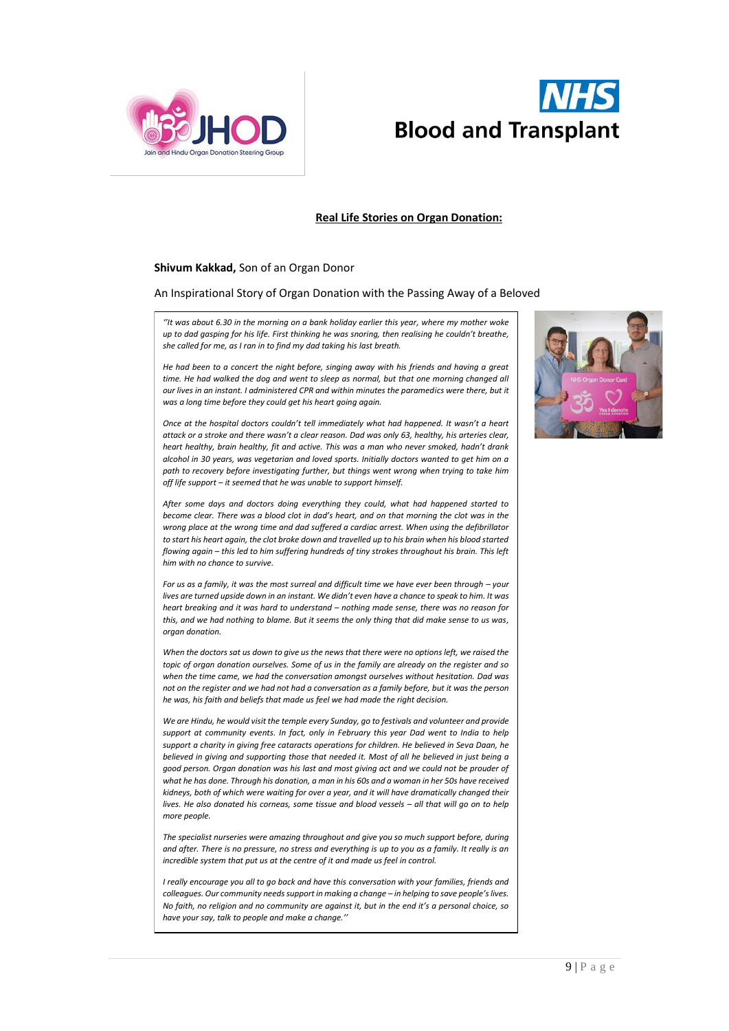**Real Life Stories on Organ Donation:**

**Shivum Kakkad,** Son of an Organ Donor

An Inspirational Story of Organ Donation with the Passing Away of a Beloved

*"It was about 6.30 in the morning on a bank holiday earlier this year, where my mother woke up to dad gasping for his life. First thinking he was snoring, then realising he couldn't breathe, she called for me, as I ran in to find my dad taking his last breath.*

*He had been to a concert the night before, singing away with his friends and having a great time. He had walked the dog and went to sleep as normal, but that one morning changed all our lives in an instant. I administered CPR and within minutes the paramedics were there, but it was a long time before they could get his heart going again.*

*Once at the hospital doctors couldn't tell immediately what had happened. It wasn't a heart attack or a stroke and there wasn't a clear reason. Dad was only 63, healthy, his arteries clear, heart healthy, brain healthy, fit and active. This was a man who never smoked, hadn't drank alcohol in 30 years, was vegetarian and loved sports. Initially doctors wanted to get him on a path to recovery before investigating further, but things went wrong when trying to take him off life support – it seemed that he was unable to support himself.*

*After some days and doctors doing everything they could, what had happened started to become clear. There was a blood clot in dad's heart, and on that morning the clot was in the wrong place at the wrong time and dad suffered a cardiac arrest. When using the defibrillator to start his heart again, the clot broke down and travelled up to his brain when his blood started flowing again – this led to him suffering hundreds of tiny strokes throughout his brain. This left him with no chance to survive.*

*For us as a family, it was the most surreal and difficult time we have ever been through – your lives are turned upside down in an instant. We didn't even have a chance to speak to him. It was heart breaking and it was hard to understand – nothing made sense, there was no reason for this, and we had nothing to blame. But it seems the only thing that did make sense to us was, organ donation.*

*When the doctors sat us down to give us the news that there were no options left, we raised the topic of organ donation ourselves. Some of us in the family are already on the register and so when the time came, we had the conversation amongst ourselves without hesitation. Dad was not on the register and we had not had a conversation as a family before, but it was the person he was, his faith and beliefs that made us feel we had made the right decision.*

*We are Hindu, he would visit the temple every Sunday, go to festivals and volunteer and provide support at community events. In fact, only in February this year Dad went to India to help support a charity in giving free cataracts operations for children. He believed in Seva Daan, he believed in giving and supporting those that needed it. Most of all he believed in just being a good person. Organ donation was his last and most giving act and we could not be prouder of what he has done. Through his donation, a man in his 60s and a woman in her 50s have received kidneys, both of which were waiting for over a year, and it will have dramatically changed their lives. He also donated his corneas, some tissue and blood vessels – all that will go on to help more people.*

*The specialist nurseries were amazing throughout and give you so much support before, during and after. There is no pressure, no stress and everything is up to you as a family. It really is an incredible system that put us at the centre of it and made us feel in control.*

*I really encourage you all to go back and have this conversation with your families, friends and colleagues. Our community needs support in making a change – in helping to save people's lives. No faith, no religion and no community are against it, but in the end it's a personal choice, so have your say, talk to people and make a change."*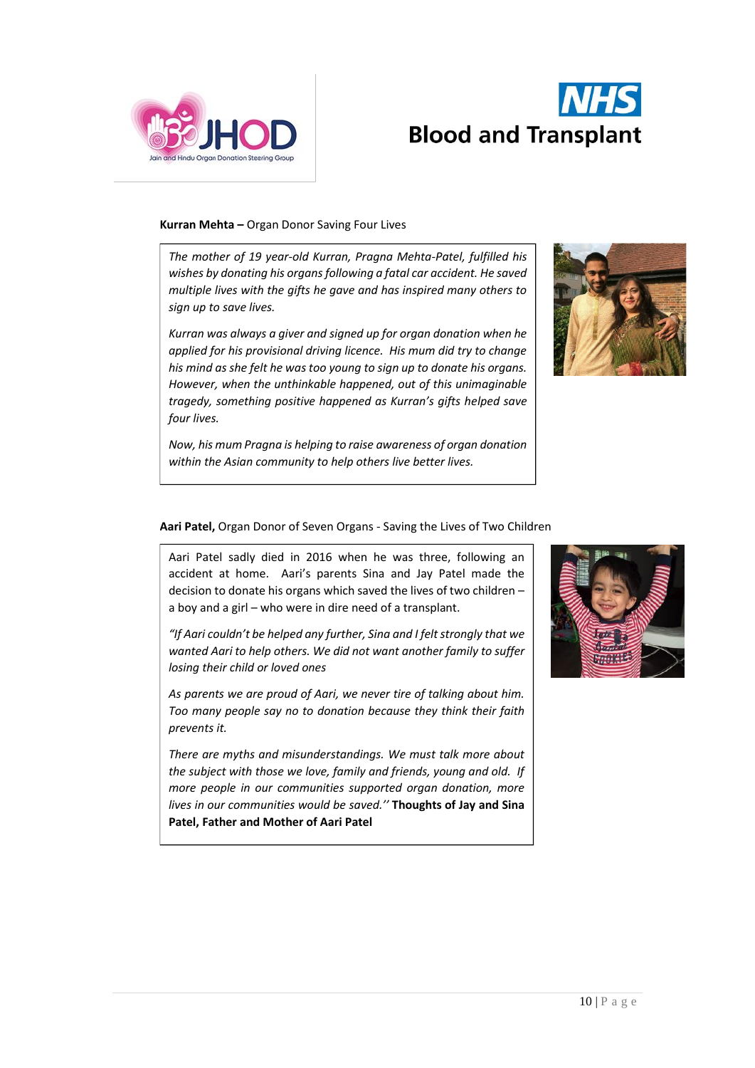**Kurran Mehta –** Organ Donor Saving Four Lives

*The mother of 19 year-old Kurran, Pragna Mehta-Patel, fulfilled his wishes by donating his organs following a fatal car accident. He saved multiple lives with the gifts he gave and has inspired many others to sign up to save lives.*

*Kurran was always a giver and signed up for organ donation when he applied for his provisional driving licence. His mum did try to change his mind as she felt he was too young to sign up to donate his organs. However, when the unthinkable happened, out of this unimaginable tragedy, something positive happened as Kurran's gifts helped save four lives.*

*Now, his mum Pragna is helping to raise awareness of organ donation within the Asian community to help others live better lives.*

**Aari Patel,** Organ Donor of Seven Organs - Saving the Lives of Two Children

Aari Patel sadly died in 2016 when he was three, following an accident at home. Aari's parents Sina and Jay Patel made the decision to donate his organs which saved the lives of two children – a boy and a girl – who were in dire need of a transplant.

*"If Aari couldn't be helped any further, Sina and I felt strongly that we wanted Aari to help others. We did not want another family to suffer losing their child or loved ones*

*As parents we are proud of Aari, we never tire of talking about him. Too many people say no to donation because they think their faith prevents it.*

*There are myths and misunderstandings. We must talk more about the subject with those we love, family and friends, young and old. If more people in our communities supported organ donation, more lives in our communities would be saved.''* **Thoughts of Jay and Sina Patel, Father and Mother of Aari Patel**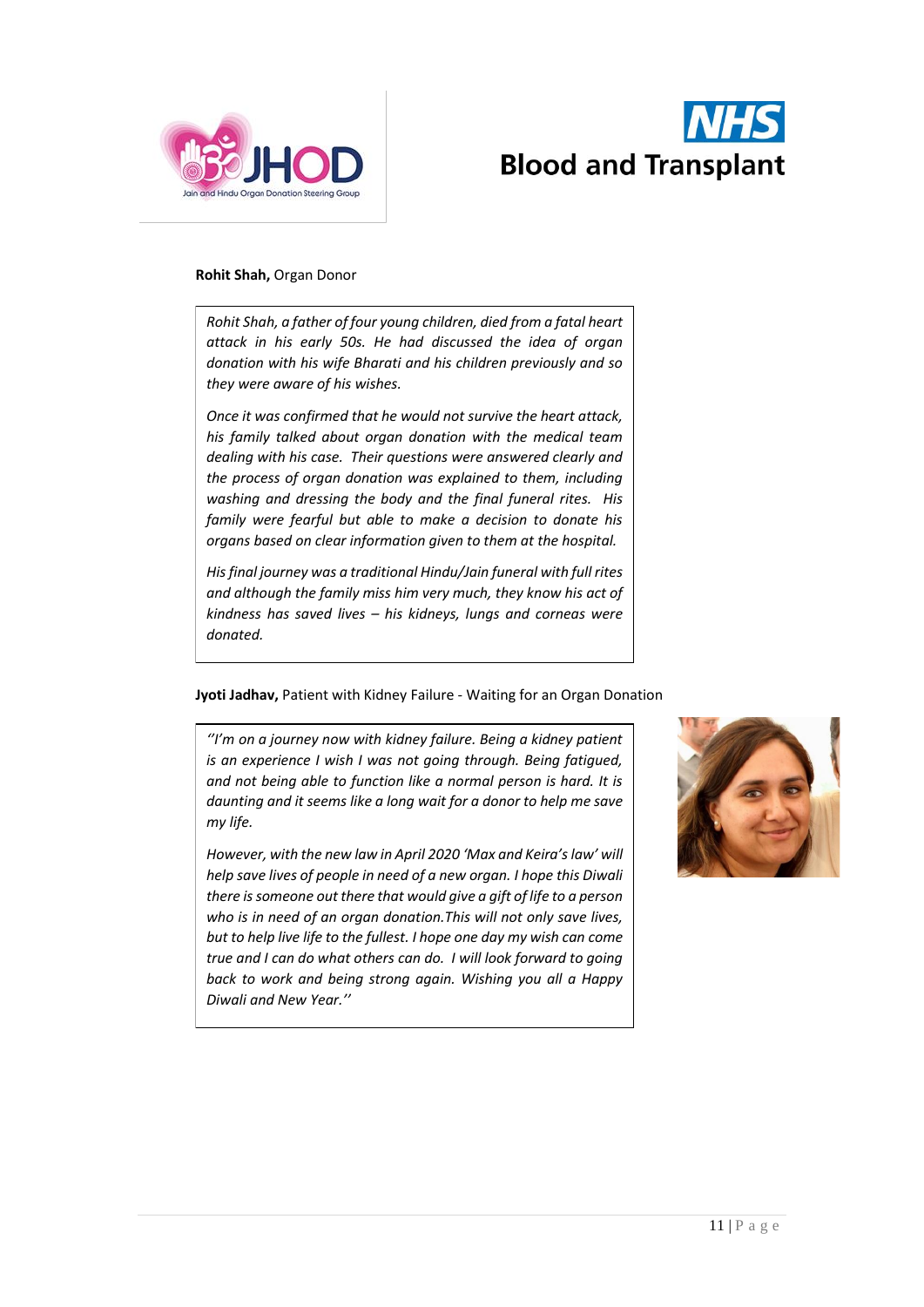**Rohit Shah,** Organ Donor

*Rohit Shah, a father of four young children, died from a fatal heart attack in his early 50s. He had discussed the idea of organ donation with his wife Bharati and his children previously and so they were aware of his wishes.*

*Once it was confirmed that he would not survive the heart attack, his family talked about organ donation with the medical team dealing with his case. Their questions were answered clearly and the process of organ donation was explained to them, including washing and dressing the body and the final funeral rites. His family were fearful but able to make a decision to donate his organs based on clear information given to them at the hospital.*

*His final journey was a traditional Hindu/Jain funeral with full rites and although the family miss him very much, they know his act of kindness has saved lives – his kidneys, lungs and corneas were donated.*

**Jyoti Jadhav,** Patient with Kidney Failure - Waiting for an Organ Donation

*''I'm on a journey now with kidney failure. Being a kidney patient is an experience I wish I was not going through. Being fatigued, and not being able to function like a normal person is hard. It is daunting and it seems like a long wait for a donor to help me save my life.*

*However, with the new law in April 2020 'Max and Keira's law' will help save lives of people in need of a new organ. I hope this Diwali there is someone out there that would give a gift of life to a person who is in need of an organ donation.This will not only save lives, but to help live life to the fullest. I hope one day my wish can come true and I can do what others can do. I will look forward to going back to work and being strong again. Wishing you all a Happy Diwali and New Year.''*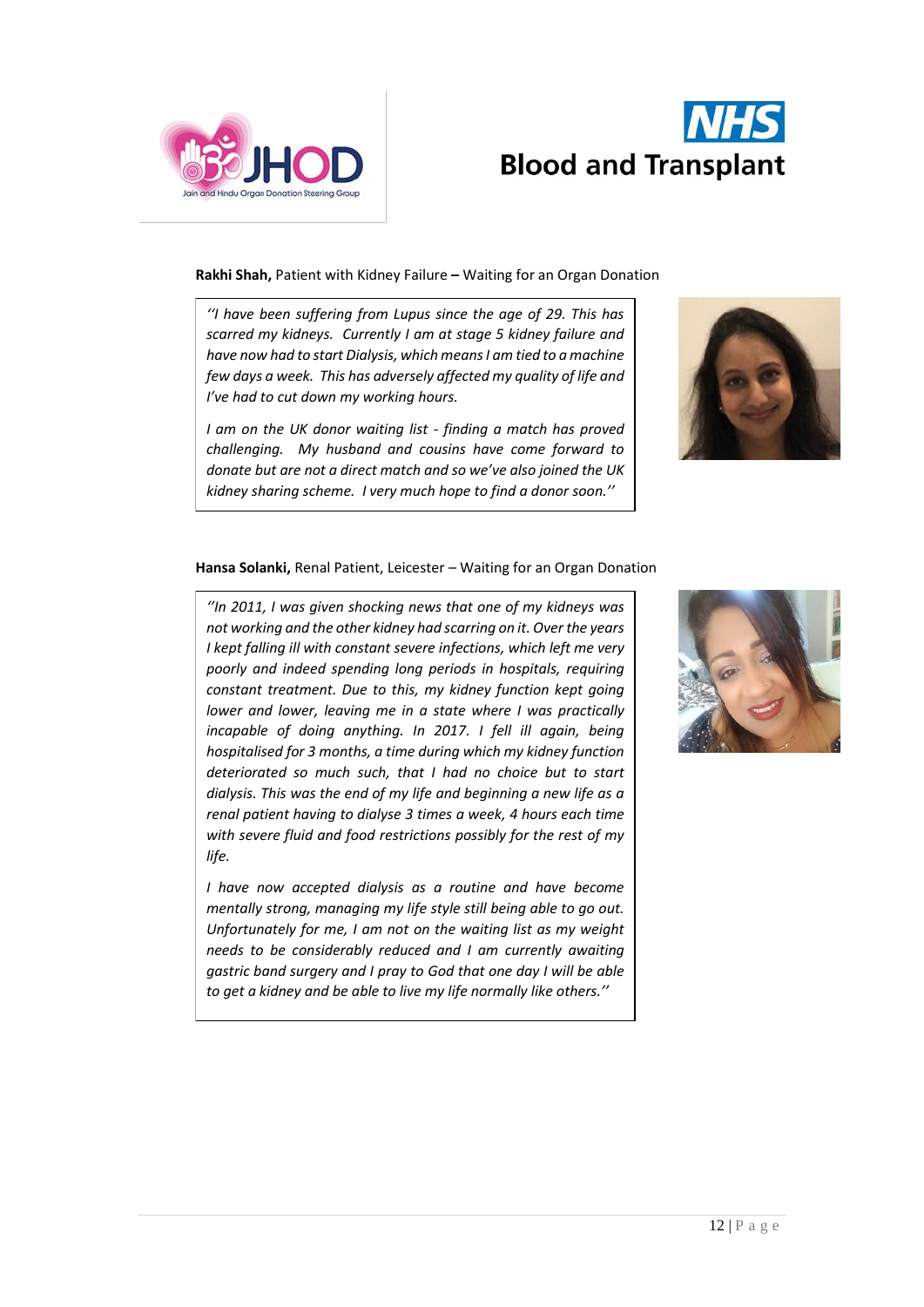**Rakhi Shah,** Patient with Kidney Failure **–** Waiting for an Organ Donation

> *''I have been suffering from Lupus since the age of 29. This has scarred my kidneys. Currently I am at stage 5 kidney failure and have now had to start Dialysis, which means I am tied to a machine few days a week. This has adversely affected my quality of life and I've had to cut down my working hours.*
>
> *I am on the UK donor waiting list - finding a match has proved challenging. My husband and cousins have come forward to donate but are not a direct match and so we've also joined the UK kidney sharing scheme. I very much hope to find a donor soon.''*

**Hansa Solanki,** Renal Patient, Leicester – Waiting for an Organ Donation

> *''In 2011, I was given shocking news that one of my kidneys was not working and the other kidney had scarring on it. Over the years I kept falling ill with constant severe infections, which left me very poorly and indeed spending long periods in hospitals, requiring constant treatment. Due to this, my kidney function kept going lower and lower, leaving me in a state where I was practically incapable of doing anything. In 2017. I fell ill again, being hospitalised for 3 months, a time during which my kidney function deteriorated so much such, that I had no choice but to start dialysis. This was the end of my life and beginning a new life as a renal patient having to dialyse 3 times a week, 4 hours each time with severe fluid and food restrictions possibly for the rest of my life.*
>
> *I have now accepted dialysis as a routine and have become mentally strong, managing my life style still being able to go out. Unfortunately for me, I am not on the waiting list as my weight needs to be considerably reduced and I am currently awaiting gastric band surgery and I pray to God that one day I will be able to get a kidney and be able to live my life normally like others.''*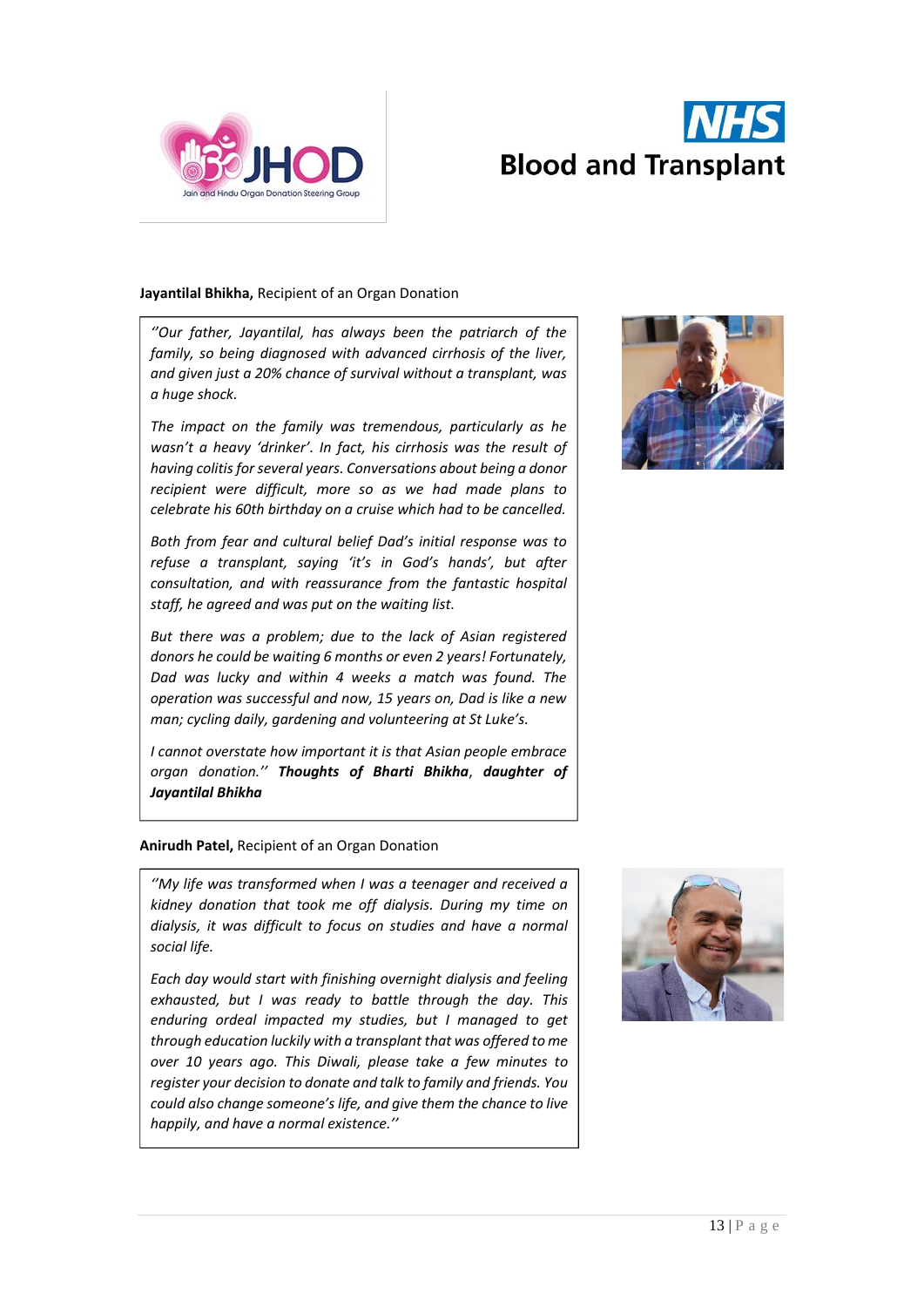**Jayantilal Bhikha,** Recipient of an Organ Donation

> *''Our father, Jayantilal, has always been the patriarch of the family, so being diagnosed with advanced cirrhosis of the liver, and given just a 20% chance of survival without a transplant, was a huge shock.*
>
> *The impact on the family was tremendous, particularly as he wasn't a heavy 'drinker'. In fact, his cirrhosis was the result of having colitis for several years. Conversations about being a donor recipient were difficult, more so as we had made plans to celebrate his 60th birthday on a cruise which had to be cancelled.*
>
> *Both from fear and cultural belief Dad's initial response was to refuse a transplant, saying 'it's in God's hands', but after consultation, and with reassurance from the fantastic hospital staff, he agreed and was put on the waiting list.*
>
> *But there was a problem; due to the lack of Asian registered donors he could be waiting 6 months or even 2 years! Fortunately, Dad was lucky and within 4 weeks a match was found. The operation was successful and now, 15 years on, Dad is like a new man; cycling daily, gardening and volunteering at St Luke's.*
>
> *I cannot overstate how important it is that Asian people embrace organ donation.''* ***Thoughts of Bharti Bhikha**, **daughter of Jayantilal Bhikha***

**Anirudh Patel,** Recipient of an Organ Donation

> *''My life was transformed when I was a teenager and received a kidney donation that took me off dialysis. During my time on dialysis, it was difficult to focus on studies and have a normal social life.*
>
> *Each day would start with finishing overnight dialysis and feeling exhausted, but I was ready to battle through the day. This enduring ordeal impacted my studies, but I managed to get through education luckily with a transplant that was offered to me over 10 years ago. This Diwali, please take a few minutes to register your decision to donate and talk to family and friends. You could also change someone's life, and give them the chance to live happily, and have a normal existence.''*